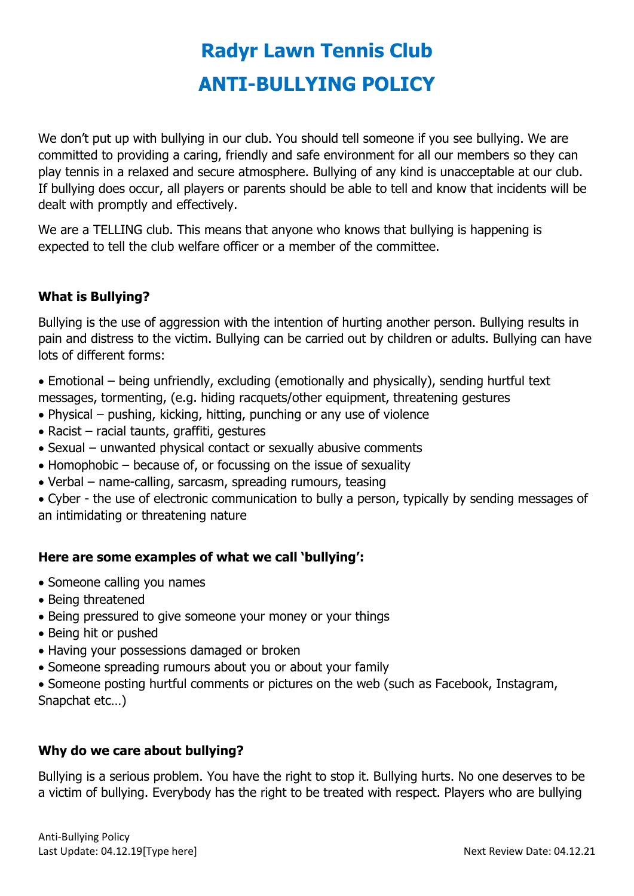# Radyr Lawn Tennis Club

# ANTI-BULLYING POLICY

We don't put up with bullying in our club. You should tell someone if you see bullying. We are committed to providing a caring, friendly and safe environment for all our members so they can play tennis in a relaxed and secure atmosphere. Bullying of any kind is unacceptable at our club. If bullying does occur, all players or parents should be able to tell and know that incidents will be dealt with promptly and effectively.

We are a TELLING club. This means that anyone who knows that bullying is happening is expected to tell the club welfare officer or a member of the committee.

### What is Bullying?

Bullying is the use of aggression with the intention of hurting another person. Bullying results in pain and distress to the victim. Bullying can be carried out by children or adults. Bullying can have lots of different forms:

- Emotional – being unfriendly, excluding (emotionally and physically), sending hurtful text messages, tormenting, (e.g. hiding racquets/other equipment, threatening gestures
- Physical – pushing, kicking, hitting, punching or any use of violence
- Racist – racial taunts, graffiti, gestures
- Sexual – unwanted physical contact or sexually abusive comments
- Homophobic – because of, or focussing on the issue of sexuality
- Verbal – name-calling, sarcasm, spreading rumours, teasing
- Cyber - the use of electronic communication to bully a person, typically by sending messages of an intimidating or threatening nature

### Here are some examples of what we call 'bullying':

- Someone calling you names
- Being threatened
- Being pressured to give someone your money or your things
- Being hit or pushed
- Having your possessions damaged or broken
- Someone spreading rumours about you or about your family
- Someone posting hurtful comments or pictures on the web (such as Facebook, Instagram, Snapchat etc…)

### Why do we care about bullying?

Bullying is a serious problem. You have the right to stop it. Bullying hurts. No one deserves to be a victim of bullying. Everybody has the right to be treated with respect. Players who are bullying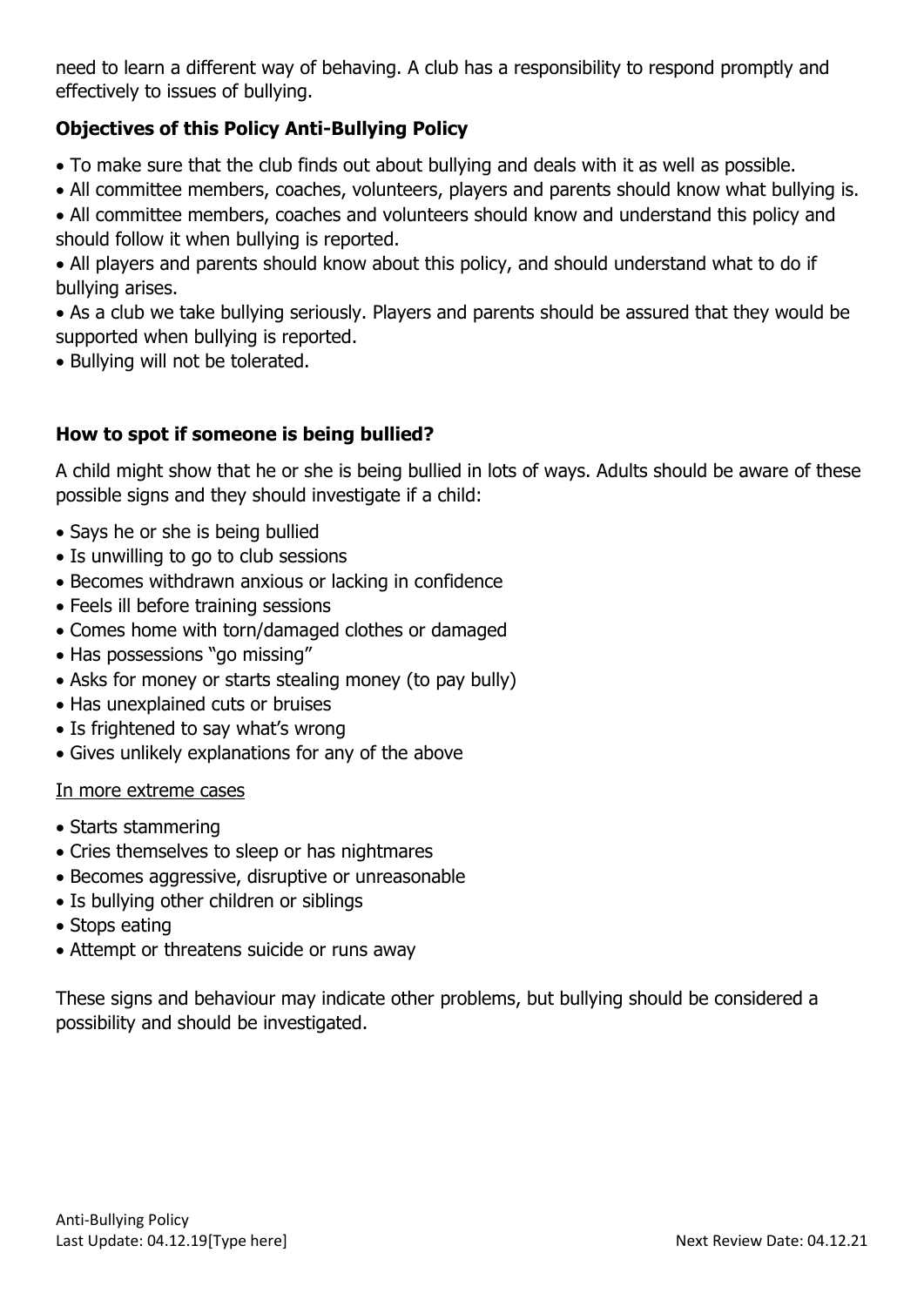need to learn a different way of behaving. A club has a responsibility to respond promptly and effectively to issues of bullying.

### Objectives of this Policy Anti-Bullying Policy

- To make sure that the club finds out about bullying and deals with it as well as possible.
- All committee members, coaches, volunteers, players and parents should know what bullying is.
- All committee members, coaches and volunteers should know and understand this policy and should follow it when bullying is reported.
- All players and parents should know about this policy, and should understand what to do if bullying arises.
- As a club we take bullying seriously. Players and parents should be assured that they would be supported when bullying is reported.
- Bullying will not be tolerated.

### How to spot if someone is being bullied?

A child might show that he or she is being bullied in lots of ways. Adults should be aware of these possible signs and they should investigate if a child:

- Says he or she is being bullied
- Is unwilling to go to club sessions
- Becomes withdrawn anxious or lacking in confidence
- Feels ill before training sessions
- Comes home with torn/damaged clothes or damaged
- Has possessions "go missing"
- Asks for money or starts stealing money (to pay bully)
- Has unexplained cuts or bruises
- Is frightened to say what's wrong
- Gives unlikely explanations for any of the above

<u>In more extreme cases</u>

- Starts stammering
- Cries themselves to sleep or has nightmares
- Becomes aggressive, disruptive or unreasonable
- Is bullying other children or siblings
- Stops eating
- Attempt or threatens suicide or runs away

These signs and behaviour may indicate other problems, but bullying should be considered a possibility and should be investigated.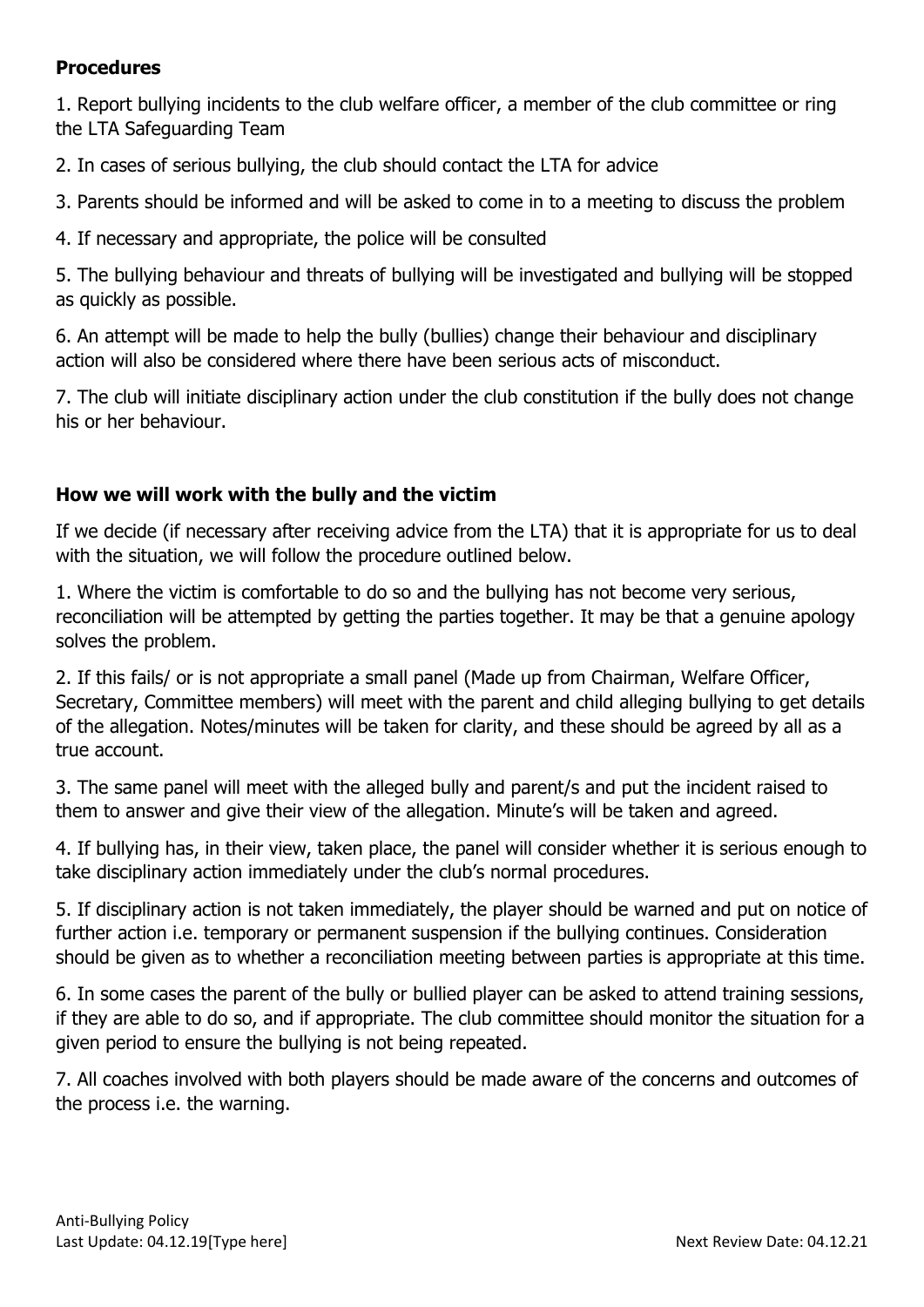**Procedures**

1. Report bullying incidents to the club welfare officer, a member of the club committee or ring the LTA Safeguarding Team

2. In cases of serious bullying, the club should contact the LTA for advice

3. Parents should be informed and will be asked to come in to a meeting to discuss the problem

4. If necessary and appropriate, the police will be consulted

5. The bullying behaviour and threats of bullying will be investigated and bullying will be stopped as quickly as possible.

6. An attempt will be made to help the bully (bullies) change their behaviour and disciplinary action will also be considered where there have been serious acts of misconduct.

7. The club will initiate disciplinary action under the club constitution if the bully does not change his or her behaviour.

**How we will work with the bully and the victim**

If we decide (if necessary after receiving advice from the LTA) that it is appropriate for us to deal with the situation, we will follow the procedure outlined below.

1. Where the victim is comfortable to do so and the bullying has not become very serious, reconciliation will be attempted by getting the parties together. It may be that a genuine apology solves the problem.

2. If this fails/ or is not appropriate a small panel (Made up from Chairman, Welfare Officer, Secretary, Committee members) will meet with the parent and child alleging bullying to get details of the allegation. Notes/minutes will be taken for clarity, and these should be agreed by all as a true account.

3. The same panel will meet with the alleged bully and parent/s and put the incident raised to them to answer and give their view of the allegation. Minute's will be taken and agreed.

4. If bullying has, in their view, taken place, the panel will consider whether it is serious enough to take disciplinary action immediately under the club's normal procedures.

5. If disciplinary action is not taken immediately, the player should be warned and put on notice of further action i.e. temporary or permanent suspension if the bullying continues. Consideration should be given as to whether a reconciliation meeting between parties is appropriate at this time.

6. In some cases the parent of the bully or bullied player can be asked to attend training sessions, if they are able to do so, and if appropriate. The club committee should monitor the situation for a given period to ensure the bullying is not being repeated.

7. All coaches involved with both players should be made aware of the concerns and outcomes of the process i.e. the warning.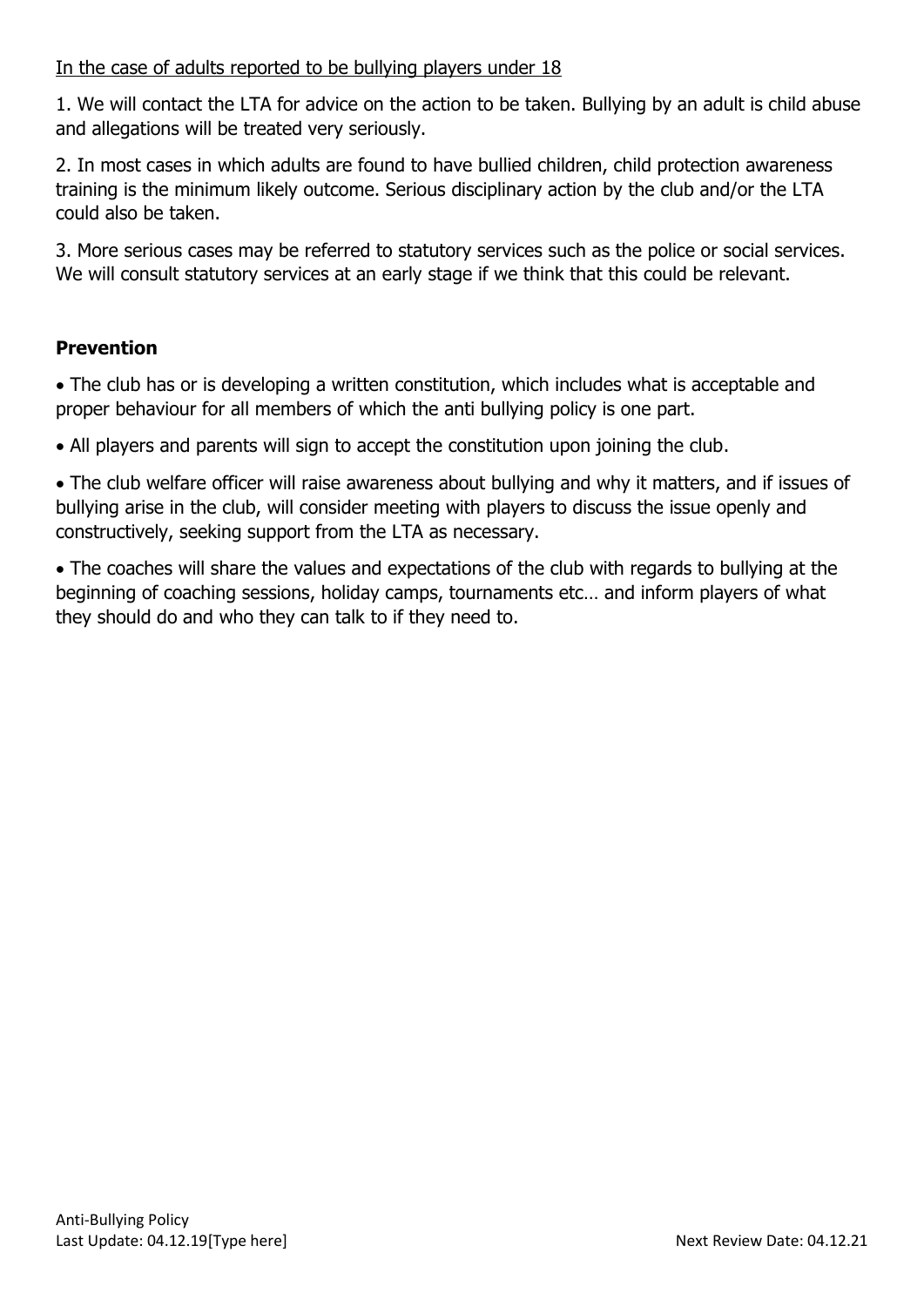In the case of adults reported to be bullying players under 18

1. We will contact the LTA for advice on the action to be taken. Bullying by an adult is child abuse and allegations will be treated very seriously.

2. In most cases in which adults are found to have bullied children, child protection awareness training is the minimum likely outcome. Serious disciplinary action by the club and/or the LTA could also be taken.

3. More serious cases may be referred to statutory services such as the police or social services. We will consult statutory services at an early stage if we think that this could be relevant.

## Prevention

- The club has or is developing a written constitution, which includes what is acceptable and proper behaviour for all members of which the anti bullying policy is one part.
- All players and parents will sign to accept the constitution upon joining the club.
- The club welfare officer will raise awareness about bullying and why it matters, and if issues of bullying arise in the club, will consider meeting with players to discuss the issue openly and constructively, seeking support from the LTA as necessary.
- The coaches will share the values and expectations of the club with regards to bullying at the beginning of coaching sessions, holiday camps, tournaments etc… and inform players of what they should do and who they can talk to if they need to.